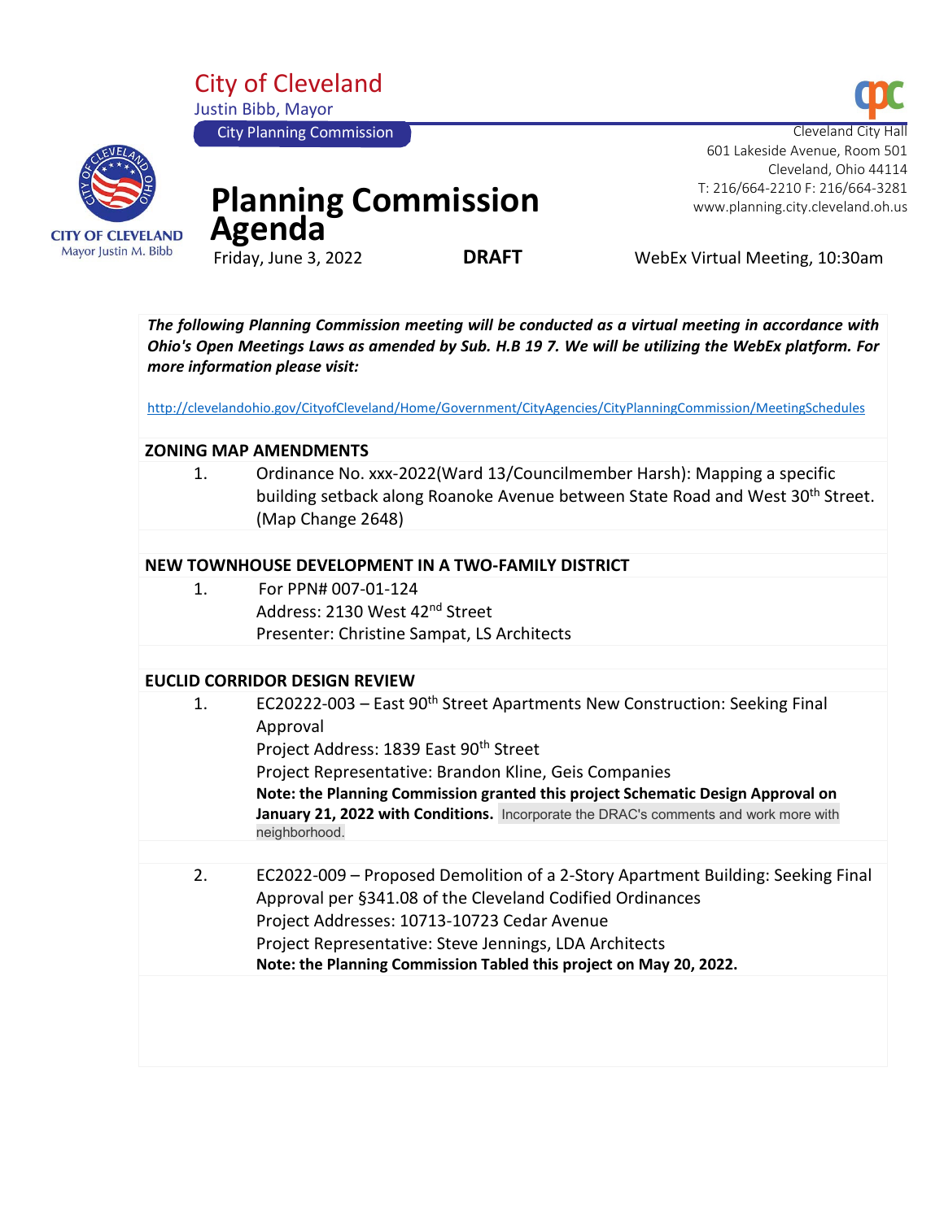City of Cleveland

Justin Bibb, Mayor

City Planning Commission

Cleveland City Hall
601 Lakeside Avenue, Room 501
Cleveland, Ohio 44114
T: 216/664-2210 F: 216/664-3281
www.planning.city.cleveland.oh.us

CITY OF CLEVELAND
Mayor Justin M. Bibb

# Planning Commission Agenda

Friday, June 3, 2022 **DRAFT** WebEx Virtual Meeting, 10:30am

***The following Planning Commission meeting will be conducted as a virtual meeting in accordance with Ohio's Open Meetings Laws as amended by Sub. H.B 19 7. We will be utilizing the WebEx platform. For more information please visit:***

http://clevelandohio.gov/CityofCleveland/Home/Government/CityAgencies/CityPlanningCommission/MeetingSchedules

## ZONING MAP AMENDMENTS

1. Ordinance No. xxx-2022(Ward 13/Councilmember Harsh): Mapping a specific building setback along Roanoke Avenue between State Road and West 30th Street. (Map Change 2648)

## NEW TOWNHOUSE DEVELOPMENT IN A TWO-FAMILY DISTRICT

1. For PPN# 007-01-124
   Address: 2130 West 42nd Street
   Presenter: Christine Sampat, LS Architects

## EUCLID CORRIDOR DESIGN REVIEW

1. EC20222-003 – East 90th Street Apartments New Construction: Seeking Final Approval
   Project Address: 1839 East 90th Street
   Project Representative: Brandon Kline, Geis Companies
   **Note: the Planning Commission granted this project Schematic Design Approval on January 21, 2022 with Conditions.** Incorporate the DRAC's comments and work more with neighborhood.

2. EC2022-009 – Proposed Demolition of a 2-Story Apartment Building: Seeking Final Approval per §341.08 of the Cleveland Codified Ordinances
   Project Addresses: 10713-10723 Cedar Avenue
   Project Representative: Steve Jennings, LDA Architects
   **Note: the Planning Commission Tabled this project on May 20, 2022.**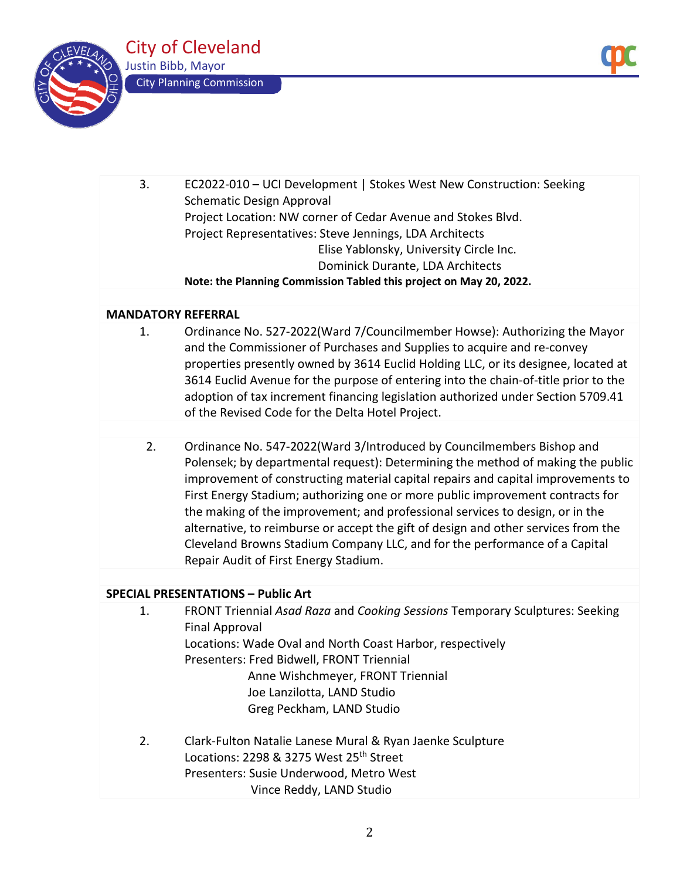3. EC2022-010 – UCI Development | Stokes West New Construction: Seeking Schematic Design Approval
   Project Location: NW corner of Cedar Avenue and Stokes Blvd.
   Project Representatives: Steve Jennings, LDA Architects
   Elise Yablonsky, University Circle Inc.
   Dominick Durante, LDA Architects
   **Note: the Planning Commission Tabled this project on May 20, 2022.**

**MANDATORY REFERRAL**

1. Ordinance No. 527-2022(Ward 7/Councilmember Howse): Authorizing the Mayor and the Commissioner of Purchases and Supplies to acquire and re-convey properties presently owned by 3614 Euclid Holding LLC, or its designee, located at 3614 Euclid Avenue for the purpose of entering into the chain-of-title prior to the adoption of tax increment financing legislation authorized under Section 5709.41 of the Revised Code for the Delta Hotel Project.

2. Ordinance No. 547-2022(Ward 3/Introduced by Councilmembers Bishop and Polensek; by departmental request): Determining the method of making the public improvement of constructing material capital repairs and capital improvements to First Energy Stadium; authorizing one or more public improvement contracts for the making of the improvement; and professional services to design, or in the alternative, to reimburse or accept the gift of design and other services from the Cleveland Browns Stadium Company LLC, and for the performance of a Capital Repair Audit of First Energy Stadium.

**SPECIAL PRESENTATIONS – Public Art**

1. FRONT Triennial *Asad Raza* and *Cooking Sessions* Temporary Sculptures: Seeking Final Approval
   Locations: Wade Oval and North Coast Harbor, respectively
   Presenters: Fred Bidwell, FRONT Triennial
   Anne Wishchmeyer, FRONT Triennial
   Joe Lanzilotta, LAND Studio
   Greg Peckham, LAND Studio

2. Clark-Fulton Natalie Lanese Mural & Ryan Jaenke Sculpture
   Locations: 2298 & 3275 West 25th Street
   Presenters: Susie Underwood, Metro West
   Vince Reddy, LAND Studio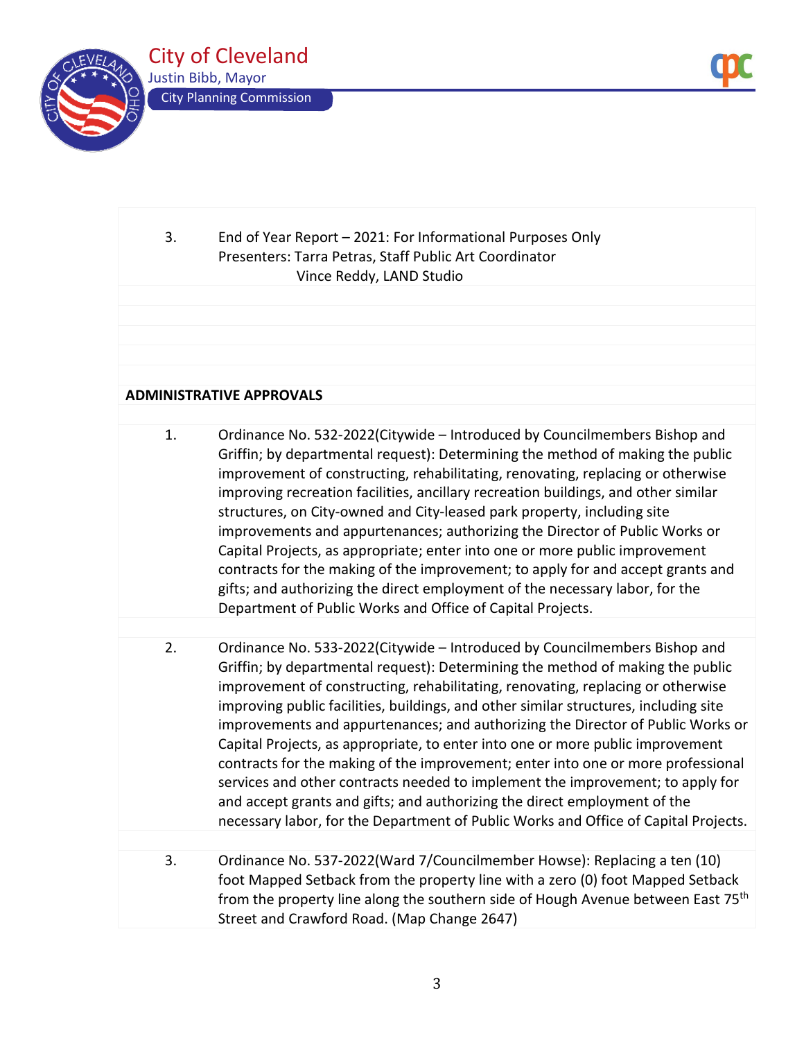3. End of Year Report – 2021: For Informational Purposes Only
   Presenters: Tarra Petras, Staff Public Art Coordinator
   Vince Reddy, LAND Studio

**ADMINISTRATIVE APPROVALS**

1. Ordinance No. 532-2022(Citywide – Introduced by Councilmembers Bishop and Griffin; by departmental request): Determining the method of making the public improvement of constructing, rehabilitating, renovating, replacing or otherwise improving recreation facilities, ancillary recreation buildings, and other similar structures, on City-owned and City-leased park property, including site improvements and appurtenances; authorizing the Director of Public Works or Capital Projects, as appropriate; enter into one or more public improvement contracts for the making of the improvement; to apply for and accept grants and gifts; and authorizing the direct employment of the necessary labor, for the Department of Public Works and Office of Capital Projects.

2. Ordinance No. 533-2022(Citywide – Introduced by Councilmembers Bishop and Griffin; by departmental request): Determining the method of making the public improvement of constructing, rehabilitating, renovating, replacing or otherwise improving public facilities, buildings, and other similar structures, including site improvements and appurtenances; and authorizing the Director of Public Works or Capital Projects, as appropriate, to enter into one or more public improvement contracts for the making of the improvement; enter into one or more professional services and other contracts needed to implement the improvement; to apply for and accept grants and gifts; and authorizing the direct employment of the necessary labor, for the Department of Public Works and Office of Capital Projects.

3. Ordinance No. 537-2022(Ward 7/Councilmember Howse): Replacing a ten (10) foot Mapped Setback from the property line with a zero (0) foot Mapped Setback from the property line along the southern side of Hough Avenue between East 75th Street and Crawford Road. (Map Change 2647)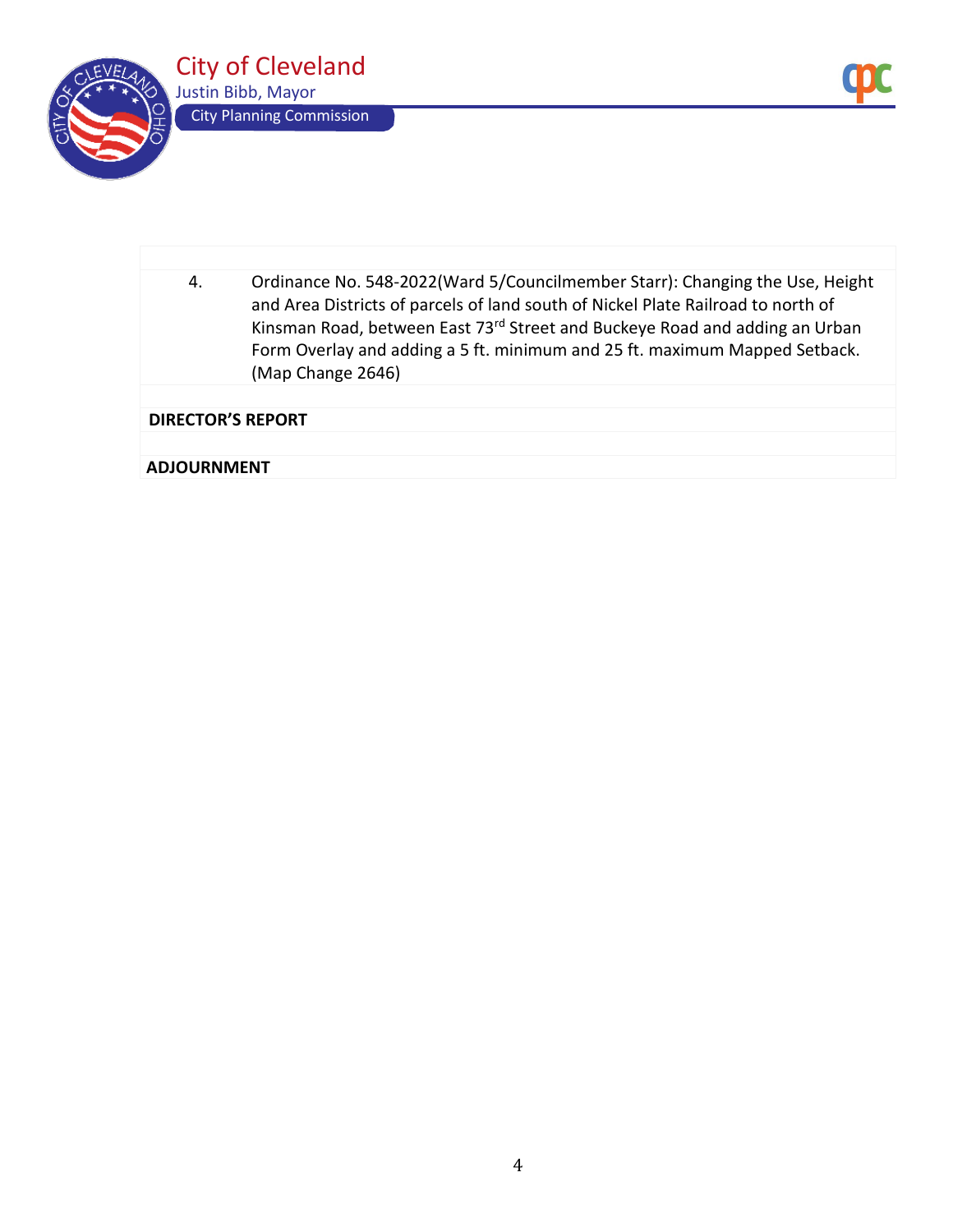4. Ordinance No. 548-2022(Ward 5/Councilmember Starr): Changing the Use, Height and Area Districts of parcels of land south of Nickel Plate Railroad to north of Kinsman Road, between East 73rd Street and Buckeye Road and adding an Urban Form Overlay and adding a 5 ft. minimum and 25 ft. maximum Mapped Setback. (Map Change 2646)

**DIRECTOR'S REPORT**

**ADJOURNMENT**